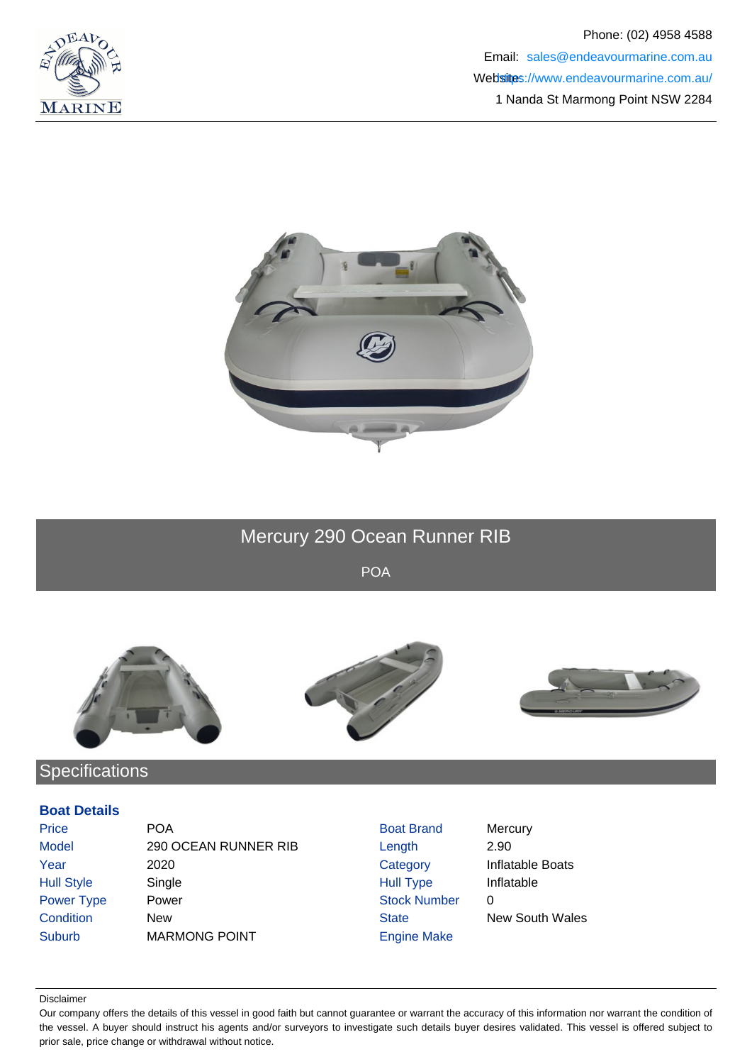Phone: (02) 4958 4588

Email: sales@endeavourmarine.com.au

Website: https://www.endeavourmarine.com.au/

1 Nanda St Marmong Point NSW 2284

# Mercury 290 Ocean Runner RIB

POA

## Specifications

### Boat Details

| | | | |
|---|---|---|---|
| Price | POA | Boat Brand | Mercury |
| Model | 290 OCEAN RUNNER RIB | Length | 2.90 |
| Year | 2020 | Category | Inflatable Boats |
| Hull Style | Single | Hull Type | Inflatable |
| Power Type | Power | Stock Number | 0 |
| Condition | New | State | New South Wales |
| Suburb | MARMONG POINT | Engine Make | |

Disclaimer

Our company offers the details of this vessel in good faith but cannot guarantee or warrant the accuracy of this information nor warrant the condition of the vessel. A buyer should instruct his agents and/or surveyors to investigate such details buyer desires validated. This vessel is offered subject to prior sale, price change or withdrawal without notice.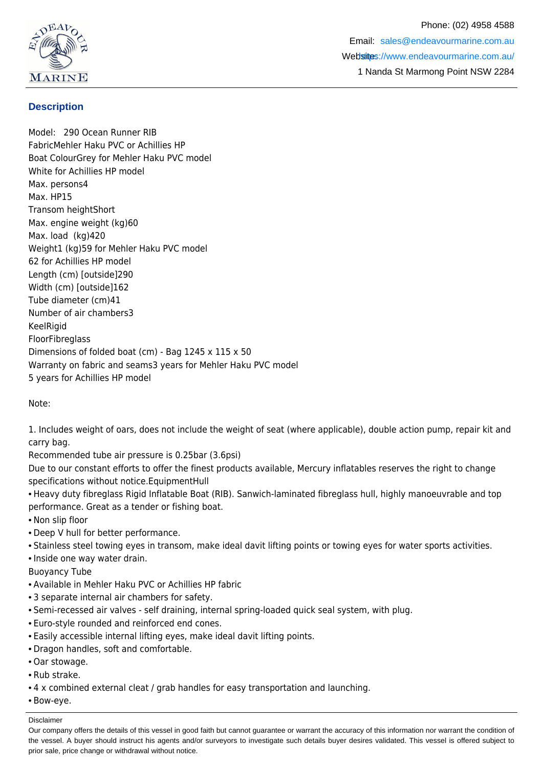## Description

Model: 290 Ocean Runner RIB
FabricMehler Haku PVC or Achillies HP
Boat ColourGrey for Mehler Haku PVC model
White for Achillies HP model
Max. persons4
Max. HP15
Transom heightShort
Max. engine weight (kg)60
Max. load (kg)420
Weight1 (kg)59 for Mehler Haku PVC model
62 for Achillies HP model
Length (cm) [outside]290
Width (cm) [outside]162
Tube diameter (cm)41
Number of air chambers3
KeelRigid
FloorFibreglass
Dimensions of folded boat (cm) - Bag 1245 x 115 x 50
Warranty on fabric and seams3 years for Mehler Haku PVC model
5 years for Achillies HP model

Note:

1. Includes weight of oars, does not include the weight of seat (where applicable), double action pump, repair kit and carry bag.
Recommended tube air pressure is 0.25bar (3.6psi)
Due to our constant efforts to offer the finest products available, Mercury inflatables reserves the right to change specifications without notice.EquipmentHull

- Heavy duty fibreglass Rigid Inflatable Boat (RIB). Sanwich-laminated fibreglass hull, highly manoeuvrable and top performance. Great as a tender or fishing boat.
- Non slip floor
- Deep V hull for better performance.
- Stainless steel towing eyes in transom, make ideal davit lifting points or towing eyes for water sports activities.
- Inside one way water drain.

Buoyancy Tube

- Available in Mehler Haku PVC or Achillies HP fabric
- 3 separate internal air chambers for safety.
- Semi-recessed air valves - self draining, internal spring-loaded quick seal system, with plug.
- Euro-style rounded and reinforced end cones.
- Easily accessible internal lifting eyes, make ideal davit lifting points.
- Dragon handles, soft and comfortable.
- Oar stowage.
- Rub strake.
- 4 x combined external cleat / grab handles for easy transportation and launching.
- Bow-eye.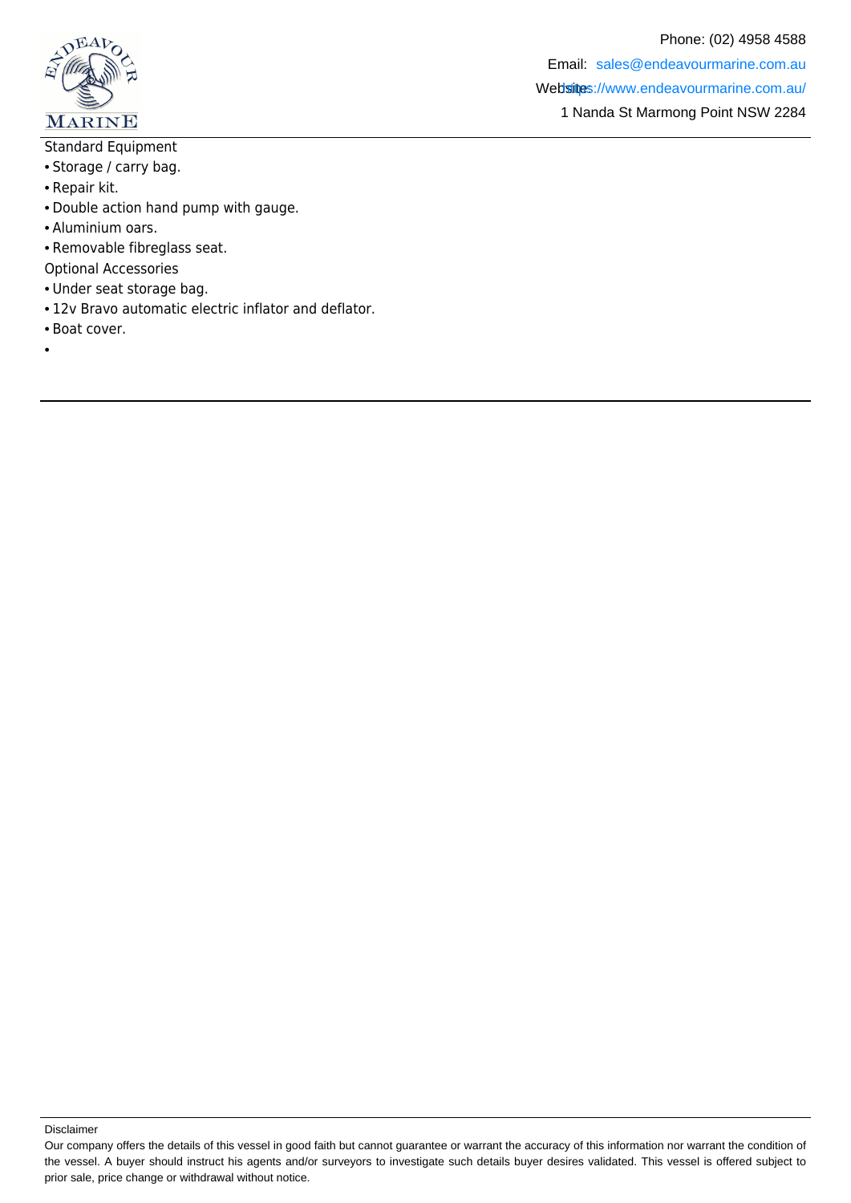Standard Equipment

- Storage / carry bag.
- Repair kit.
- Double action hand pump with gauge.
- Aluminium oars.
- Removable fibreglass seat.

Optional Accessories

- Under seat storage bag.
- 12v Bravo automatic electric inflator and deflator.
- Boat cover.

Disclaimer

Our company offers the details of this vessel in good faith but cannot guarantee or warrant the accuracy of this information nor warrant the condition of the vessel. A buyer should instruct his agents and/or surveyors to investigate such details buyer desires validated. This vessel is offered subject to prior sale, price change or withdrawal without notice.